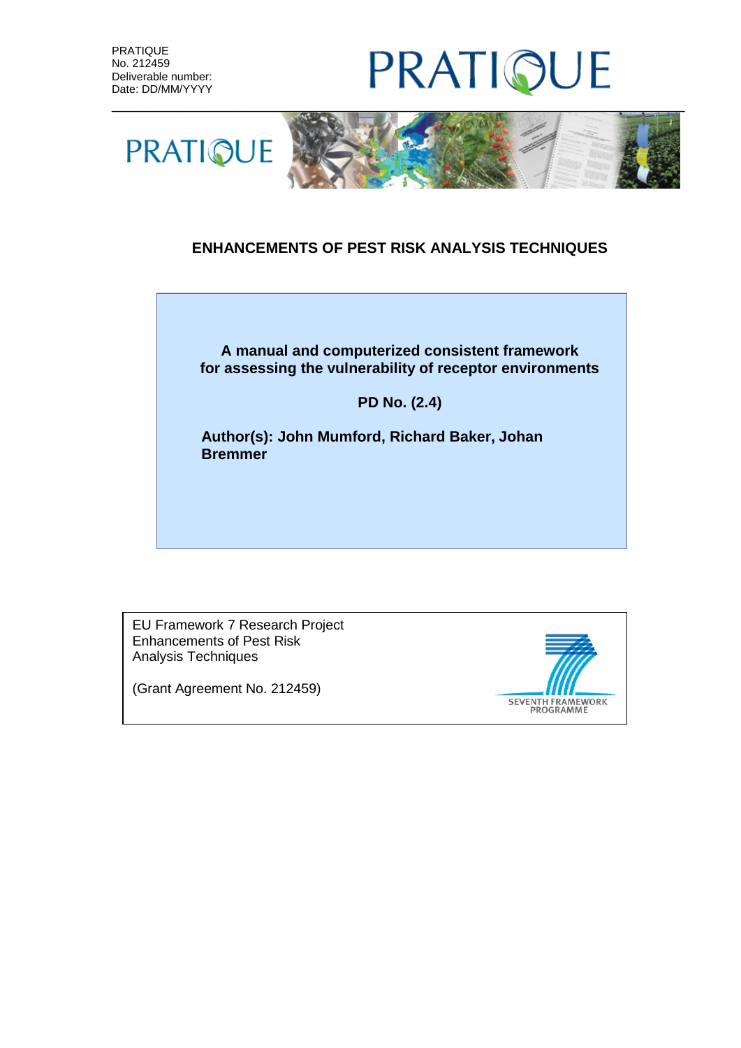PRATIQUE
No. 212459
Deliverable number:
Date: DD/MM/YYYY

# ENHANCEMENTS OF PEST RISK ANALYSIS TECHNIQUES

**A manual and computerized consistent framework for assessing the vulnerability of receptor environments**

**PD No. (2.4)**

**Author(s): John Mumford, Richard Baker, Johan Bremmer**

EU Framework 7 Research Project
Enhancements of Pest Risk Analysis Techniques

(Grant Agreement No. 212459)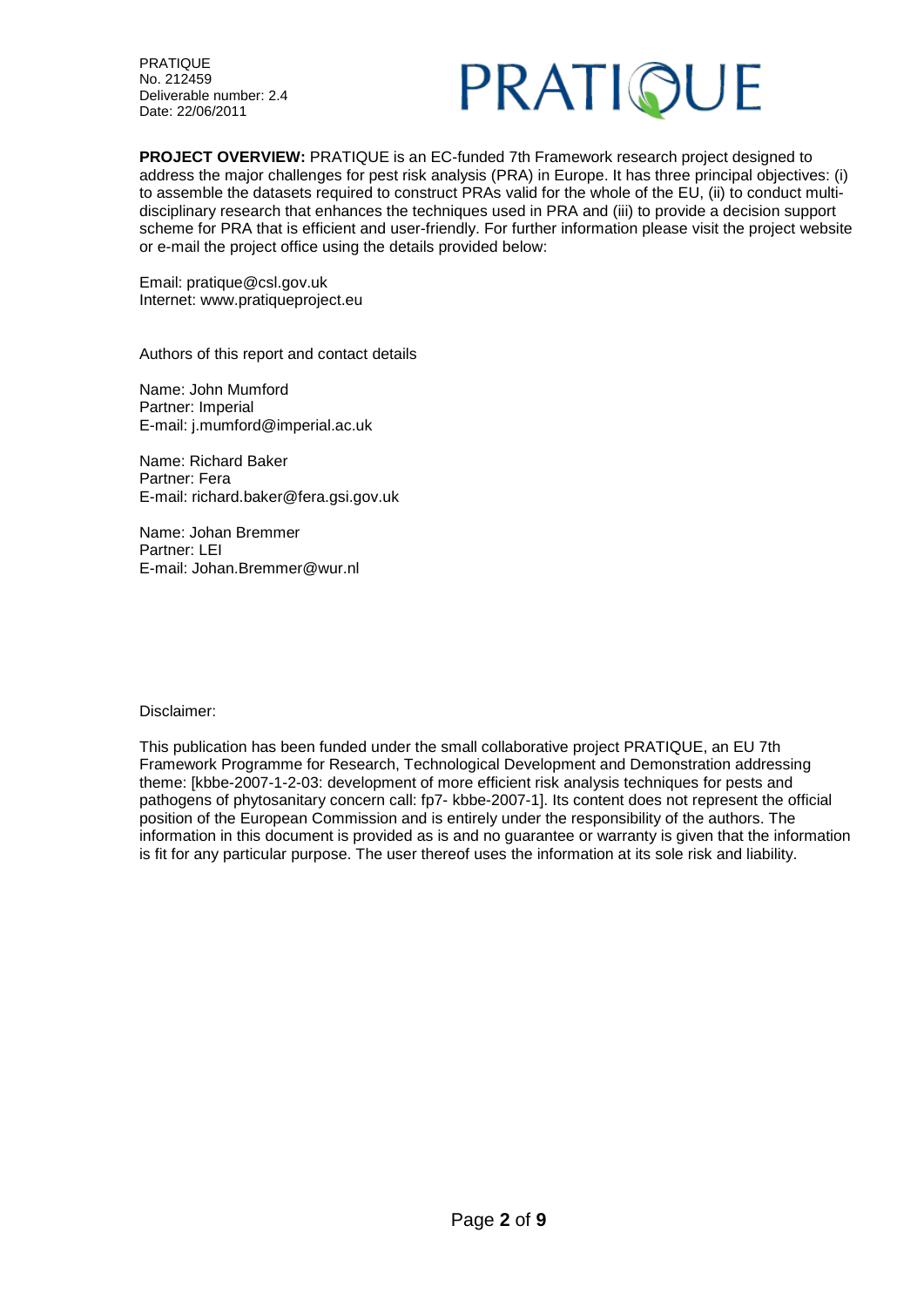**PROJECT OVERVIEW:** PRATIQUE is an EC-funded 7th Framework research project designed to address the major challenges for pest risk analysis (PRA) in Europe. It has three principal objectives: (i) to assemble the datasets required to construct PRAs valid for the whole of the EU, (ii) to conduct multi-disciplinary research that enhances the techniques used in PRA and (iii) to provide a decision support scheme for PRA that is efficient and user-friendly. For further information please visit the project website or e-mail the project office using the details provided below:

Email: pratique@csl.gov.uk
Internet: www.pratiqueproject.eu

Authors of this report and contact details

Name: John Mumford
Partner: Imperial
E-mail: j.mumford@imperial.ac.uk

Name: Richard Baker
Partner: Fera
E-mail: richard.baker@fera.gsi.gov.uk

Name: Johan Bremmer
Partner: LEI
E-mail: Johan.Bremmer@wur.nl

Disclaimer:

This publication has been funded under the small collaborative project PRATIQUE, an EU 7th Framework Programme for Research, Technological Development and Demonstration addressing theme: [kbbe-2007-1-2-03: development of more efficient risk analysis techniques for pests and pathogens of phytosanitary concern call: fp7- kbbe-2007-1]. Its content does not represent the official position of the European Commission and is entirely under the responsibility of the authors. The information in this document is provided as is and no guarantee or warranty is given that the information is fit for any particular purpose. The user thereof uses the information at its sole risk and liability.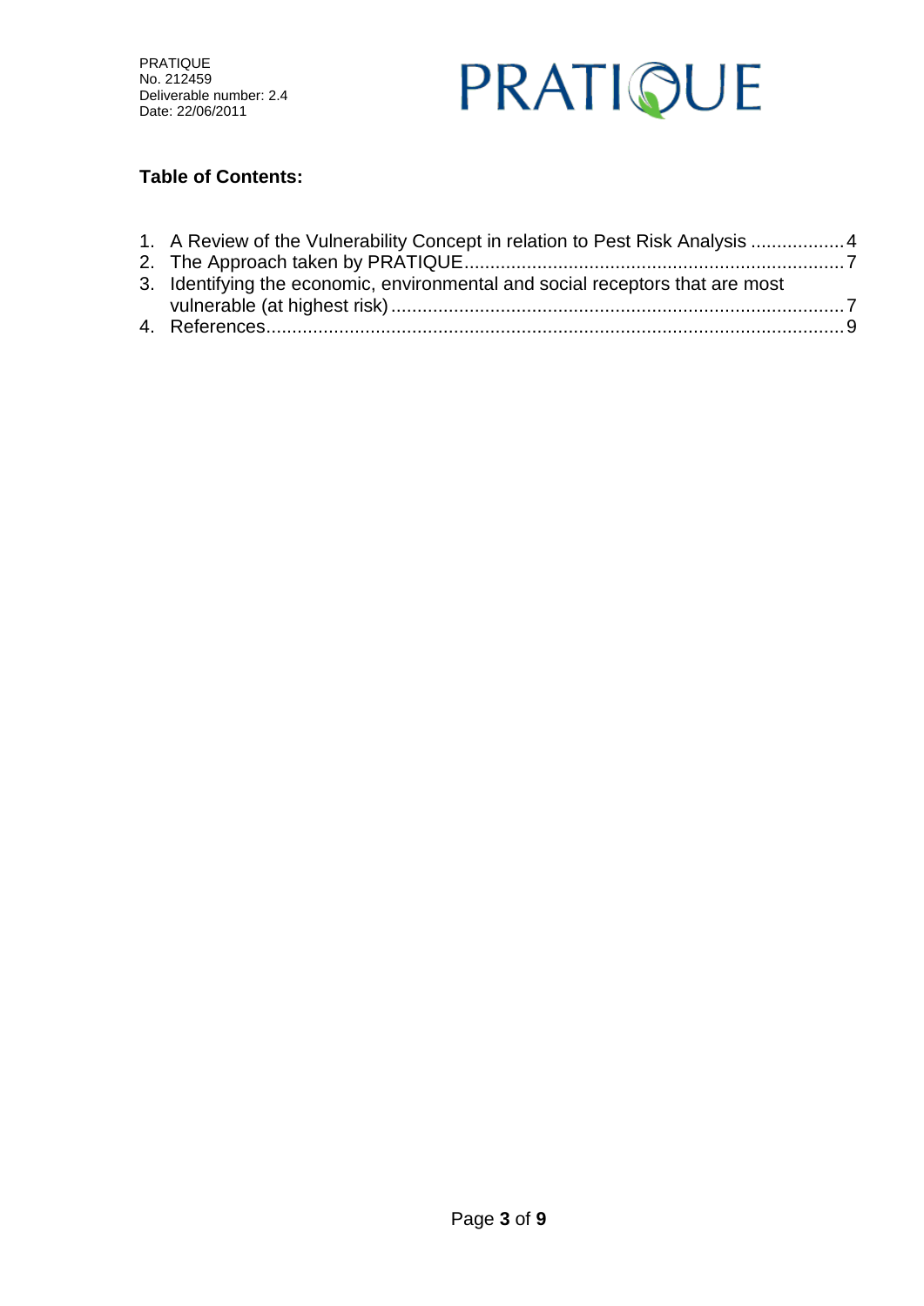**Table of Contents:**

1. A Review of the Vulnerability Concept in relation to Pest Risk Analysis .................. 4
2. The Approach taken by PRATIQUE......................................................................... 7
3. Identifying the economic, environmental and social receptors that are most vulnerable (at highest risk) ....................................................................................... 7
4. References................................................................................................................ 9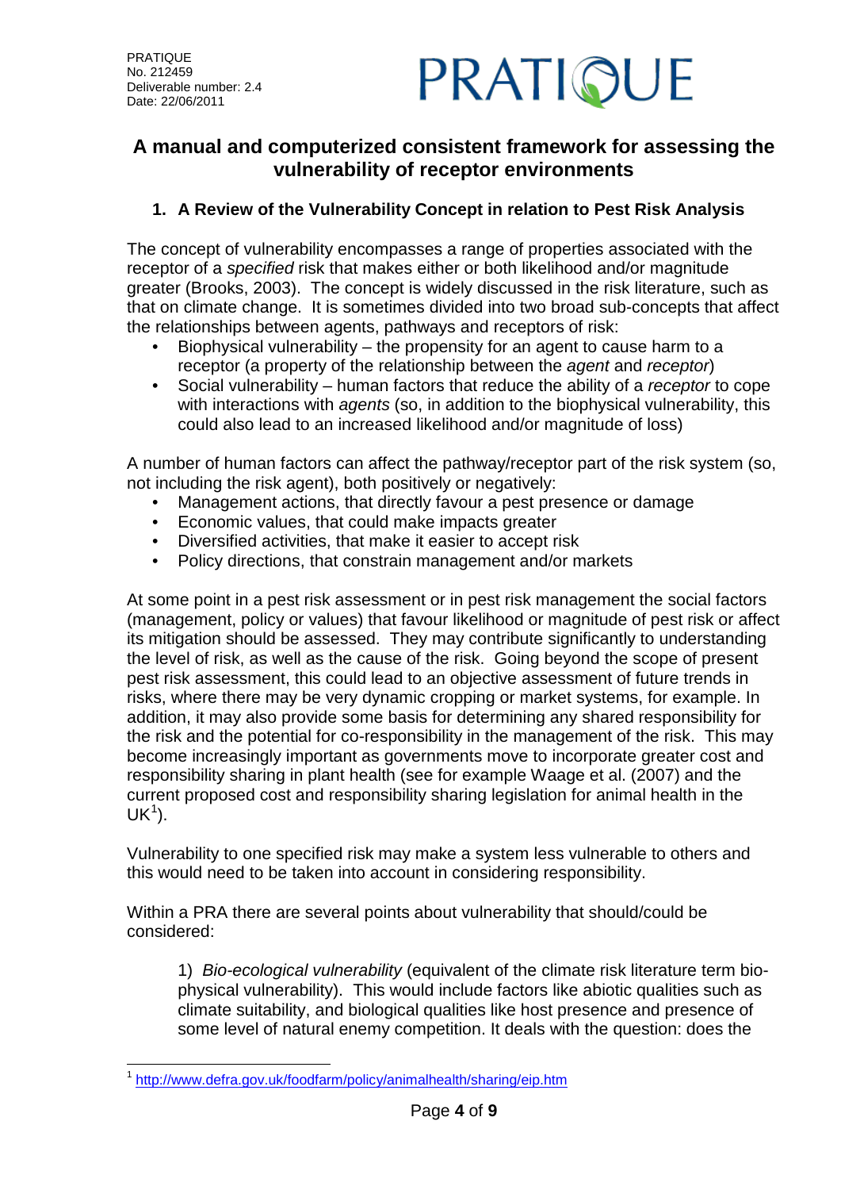# A manual and computerized consistent framework for assessing the vulnerability of receptor environments

## 1. A Review of the Vulnerability Concept in relation to Pest Risk Analysis

The concept of vulnerability encompasses a range of properties associated with the receptor of a *specified* risk that makes either or both likelihood and/or magnitude greater (Brooks, 2003). The concept is widely discussed in the risk literature, such as that on climate change. It is sometimes divided into two broad sub-concepts that affect the relationships between agents, pathways and receptors of risk:

- Biophysical vulnerability – the propensity for an agent to cause harm to a receptor (a property of the relationship between the *agent* and *receptor*)
- Social vulnerability – human factors that reduce the ability of a *receptor* to cope with interactions with *agents* (so, in addition to the biophysical vulnerability, this could also lead to an increased likelihood and/or magnitude of loss)

A number of human factors can affect the pathway/receptor part of the risk system (so, not including the risk agent), both positively or negatively:

- Management actions, that directly favour a pest presence or damage
- Economic values, that could make impacts greater
- Diversified activities, that make it easier to accept risk
- Policy directions, that constrain management and/or markets

At some point in a pest risk assessment or in pest risk management the social factors (management, policy or values) that favour likelihood or magnitude of pest risk or affect its mitigation should be assessed. They may contribute significantly to understanding the level of risk, as well as the cause of the risk. Going beyond the scope of present pest risk assessment, this could lead to an objective assessment of future trends in risks, where there may be very dynamic cropping or market systems, for example. In addition, it may also provide some basis for determining any shared responsibility for the risk and the potential for co-responsibility in the management of the risk. This may become increasingly important as governments move to incorporate greater cost and responsibility sharing in plant health (see for example Waage et al. (2007) and the current proposed cost and responsibility sharing legislation for animal health in the UK[1]).

Vulnerability to one specified risk may make a system less vulnerable to others and this would need to be taken into account in considering responsibility.

Within a PRA there are several points about vulnerability that should/could be considered:

1) *Bio-ecological vulnerability* (equivalent of the climate risk literature term bio-physical vulnerability). This would include factors like abiotic qualities such as climate suitability, and biological qualities like host presence and presence of some level of natural enemy competition. It deals with the question: does the

[1] http://www.defra.gov.uk/foodfarm/policy/animalhealth/sharing/eip.htm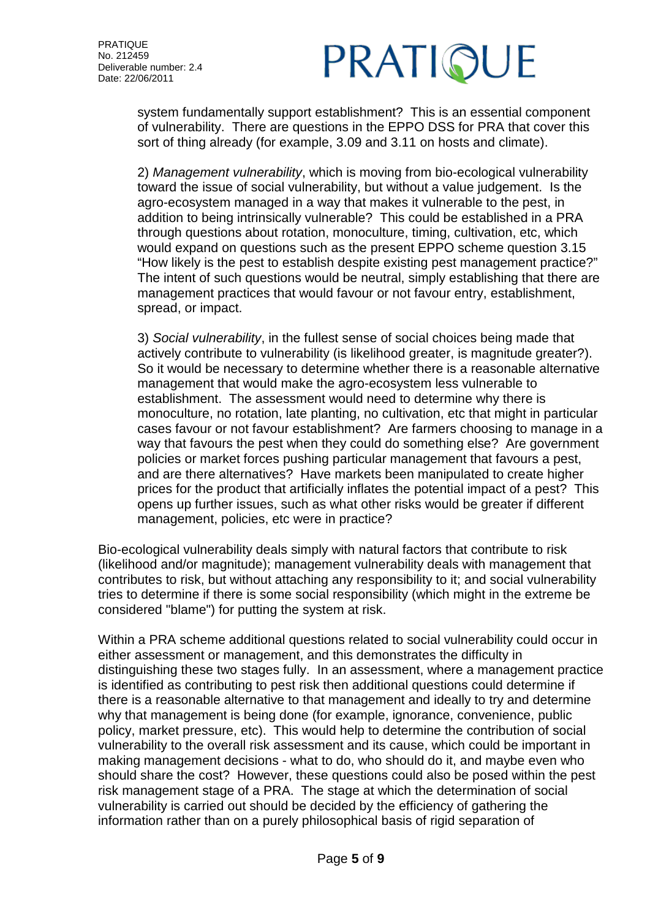system fundamentally support establishment? This is an essential component of vulnerability. There are questions in the EPPO DSS for PRA that cover this sort of thing already (for example, 3.09 and 3.11 on hosts and climate).

2) *Management vulnerability*, which is moving from bio-ecological vulnerability toward the issue of social vulnerability, but without a value judgement. Is the agro-ecosystem managed in a way that makes it vulnerable to the pest, in addition to being intrinsically vulnerable? This could be established in a PRA through questions about rotation, monoculture, timing, cultivation, etc, which would expand on questions such as the present EPPO scheme question 3.15 "How likely is the pest to establish despite existing pest management practice?" The intent of such questions would be neutral, simply establishing that there are management practices that would favour or not favour entry, establishment, spread, or impact.

3) *Social vulnerability*, in the fullest sense of social choices being made that actively contribute to vulnerability (is likelihood greater, is magnitude greater?). So it would be necessary to determine whether there is a reasonable alternative management that would make the agro-ecosystem less vulnerable to establishment. The assessment would need to determine why there is monoculture, no rotation, late planting, no cultivation, etc that might in particular cases favour or not favour establishment? Are farmers choosing to manage in a way that favours the pest when they could do something else? Are government policies or market forces pushing particular management that favours a pest, and are there alternatives? Have markets been manipulated to create higher prices for the product that artificially inflates the potential impact of a pest? This opens up further issues, such as what other risks would be greater if different management, policies, etc were in practice?

Bio-ecological vulnerability deals simply with natural factors that contribute to risk (likelihood and/or magnitude); management vulnerability deals with management that contributes to risk, but without attaching any responsibility to it; and social vulnerability tries to determine if there is some social responsibility (which might in the extreme be considered "blame") for putting the system at risk.

Within a PRA scheme additional questions related to social vulnerability could occur in either assessment or management, and this demonstrates the difficulty in distinguishing these two stages fully. In an assessment, where a management practice is identified as contributing to pest risk then additional questions could determine if there is a reasonable alternative to that management and ideally to try and determine why that management is being done (for example, ignorance, convenience, public policy, market pressure, etc). This would help to determine the contribution of social vulnerability to the overall risk assessment and its cause, which could be important in making management decisions - what to do, who should do it, and maybe even who should share the cost? However, these questions could also be posed within the pest risk management stage of a PRA. The stage at which the determination of social vulnerability is carried out should be decided by the efficiency of gathering the information rather than on a purely philosophical basis of rigid separation of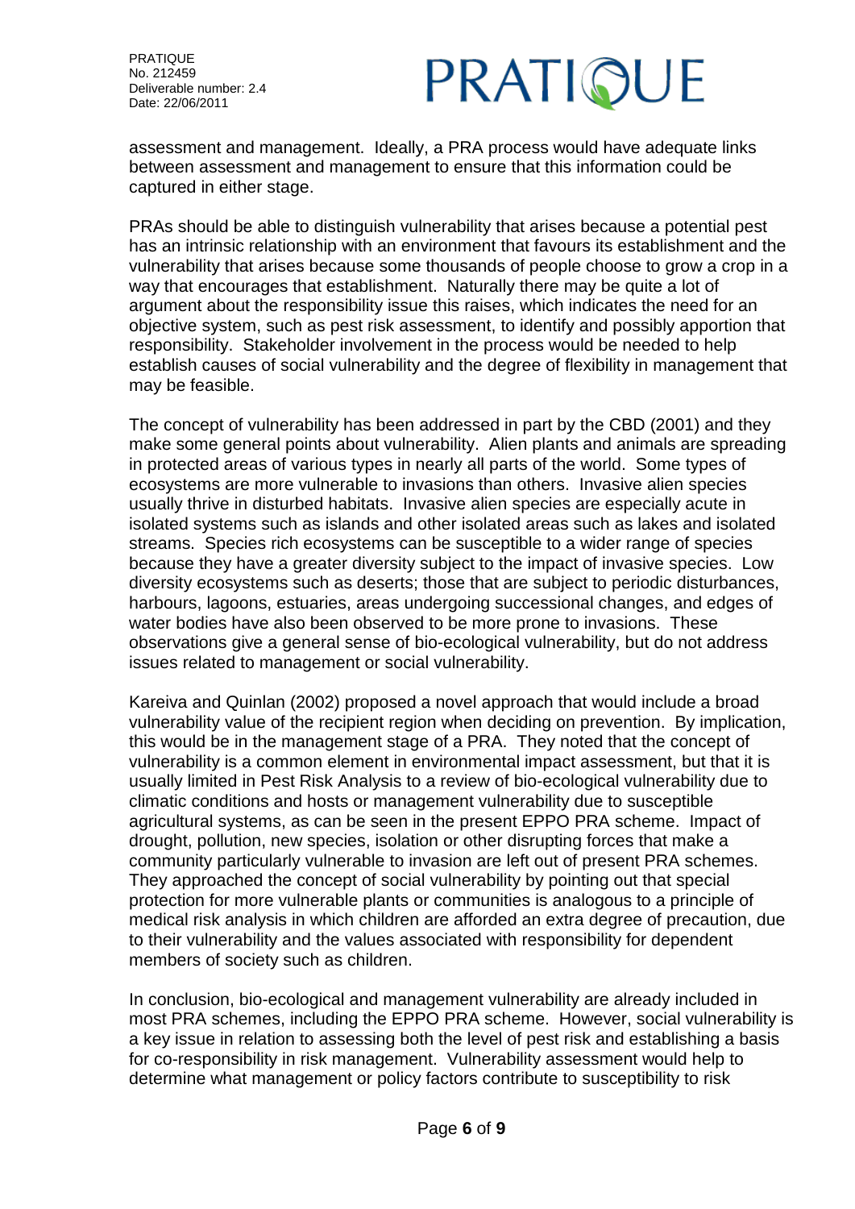assessment and management. Ideally, a PRA process would have adequate links between assessment and management to ensure that this information could be captured in either stage.

PRAs should be able to distinguish vulnerability that arises because a potential pest has an intrinsic relationship with an environment that favours its establishment and the vulnerability that arises because some thousands of people choose to grow a crop in a way that encourages that establishment. Naturally there may be quite a lot of argument about the responsibility issue this raises, which indicates the need for an objective system, such as pest risk assessment, to identify and possibly apportion that responsibility. Stakeholder involvement in the process would be needed to help establish causes of social vulnerability and the degree of flexibility in management that may be feasible.

The concept of vulnerability has been addressed in part by the CBD (2001) and they make some general points about vulnerability. Alien plants and animals are spreading in protected areas of various types in nearly all parts of the world. Some types of ecosystems are more vulnerable to invasions than others. Invasive alien species usually thrive in disturbed habitats. Invasive alien species are especially acute in isolated systems such as islands and other isolated areas such as lakes and isolated streams. Species rich ecosystems can be susceptible to a wider range of species because they have a greater diversity subject to the impact of invasive species. Low diversity ecosystems such as deserts; those that are subject to periodic disturbances, harbours, lagoons, estuaries, areas undergoing successional changes, and edges of water bodies have also been observed to be more prone to invasions. These observations give a general sense of bio-ecological vulnerability, but do not address issues related to management or social vulnerability.

Kareiva and Quinlan (2002) proposed a novel approach that would include a broad vulnerability value of the recipient region when deciding on prevention. By implication, this would be in the management stage of a PRA. They noted that the concept of vulnerability is a common element in environmental impact assessment, but that it is usually limited in Pest Risk Analysis to a review of bio-ecological vulnerability due to climatic conditions and hosts or management vulnerability due to susceptible agricultural systems, as can be seen in the present EPPO PRA scheme. Impact of drought, pollution, new species, isolation or other disrupting forces that make a community particularly vulnerable to invasion are left out of present PRA schemes. They approached the concept of social vulnerability by pointing out that special protection for more vulnerable plants or communities is analogous to a principle of medical risk analysis in which children are afforded an extra degree of precaution, due to their vulnerability and the values associated with responsibility for dependent members of society such as children.

In conclusion, bio-ecological and management vulnerability are already included in most PRA schemes, including the EPPO PRA scheme. However, social vulnerability is a key issue in relation to assessing both the level of pest risk and establishing a basis for co-responsibility in risk management. Vulnerability assessment would help to determine what management or policy factors contribute to susceptibility to risk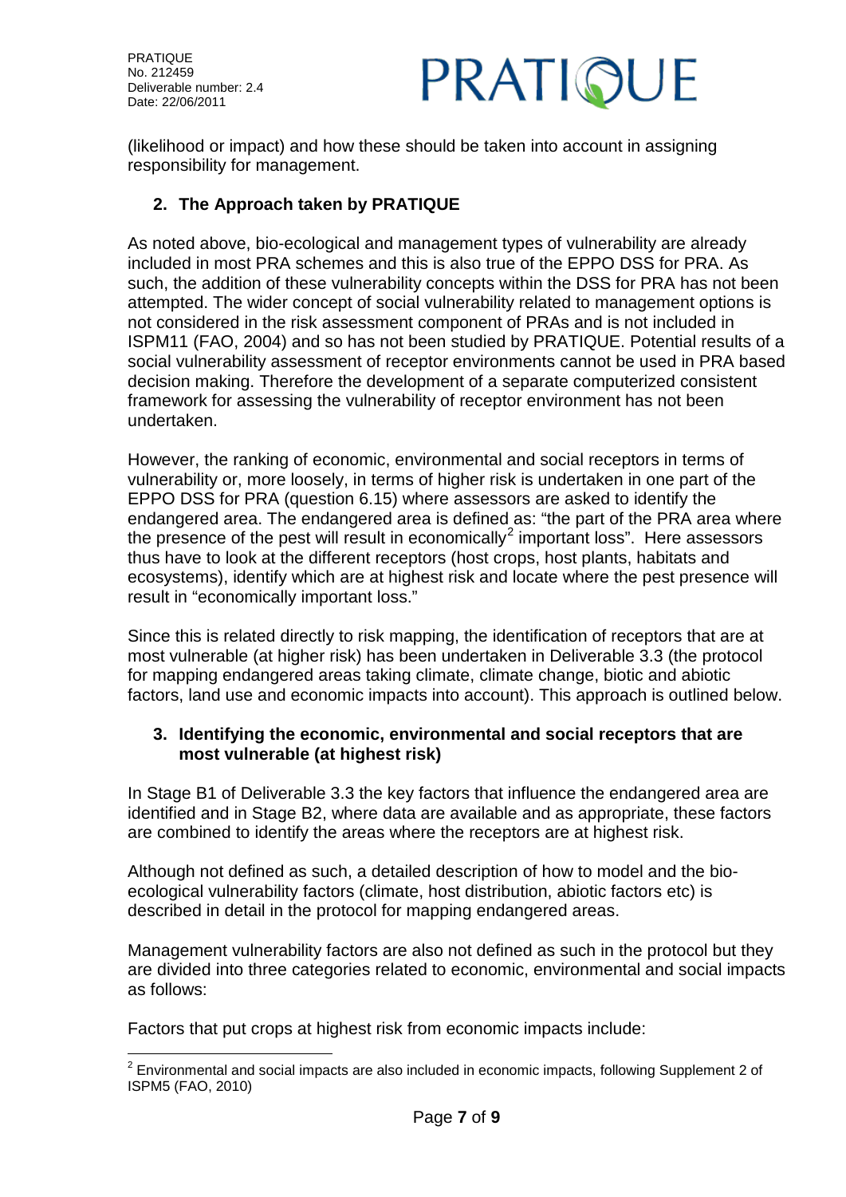(likelihood or impact) and how these should be taken into account in assigning responsibility for management.

## 2. The Approach taken by PRATIQUE

As noted above, bio-ecological and management types of vulnerability are already included in most PRA schemes and this is also true of the EPPO DSS for PRA. As such, the addition of these vulnerability concepts within the DSS for PRA has not been attempted. The wider concept of social vulnerability related to management options is not considered in the risk assessment component of PRAs and is not included in ISPM11 (FAO, 2004) and so has not been studied by PRATIQUE. Potential results of a social vulnerability assessment of receptor environments cannot be used in PRA based decision making. Therefore the development of a separate computerized consistent framework for assessing the vulnerability of receptor environment has not been undertaken.

However, the ranking of economic, environmental and social receptors in terms of vulnerability or, more loosely, in terms of higher risk is undertaken in one part of the EPPO DSS for PRA (question 6.15) where assessors are asked to identify the endangered area. The endangered area is defined as: "the part of the PRA area where the presence of the pest will result in economically[2] important loss". Here assessors thus have to look at the different receptors (host crops, host plants, habitats and ecosystems), identify which are at highest risk and locate where the pest presence will result in "economically important loss."

Since this is related directly to risk mapping, the identification of receptors that are at most vulnerable (at higher risk) has been undertaken in Deliverable 3.3 (the protocol for mapping endangered areas taking climate, climate change, biotic and abiotic factors, land use and economic impacts into account). This approach is outlined below.

## 3. Identifying the economic, environmental and social receptors that are most vulnerable (at highest risk)

In Stage B1 of Deliverable 3.3 the key factors that influence the endangered area are identified and in Stage B2, where data are available and as appropriate, these factors are combined to identify the areas where the receptors are at highest risk.

Although not defined as such, a detailed description of how to model and the bio-ecological vulnerability factors (climate, host distribution, abiotic factors etc) is described in detail in the protocol for mapping endangered areas.

Management vulnerability factors are also not defined as such in the protocol but they are divided into three categories related to economic, environmental and social impacts as follows:

Factors that put crops at highest risk from economic impacts include:

---

[2] Environmental and social impacts are also included in economic impacts, following Supplement 2 of ISPM5 (FAO, 2010)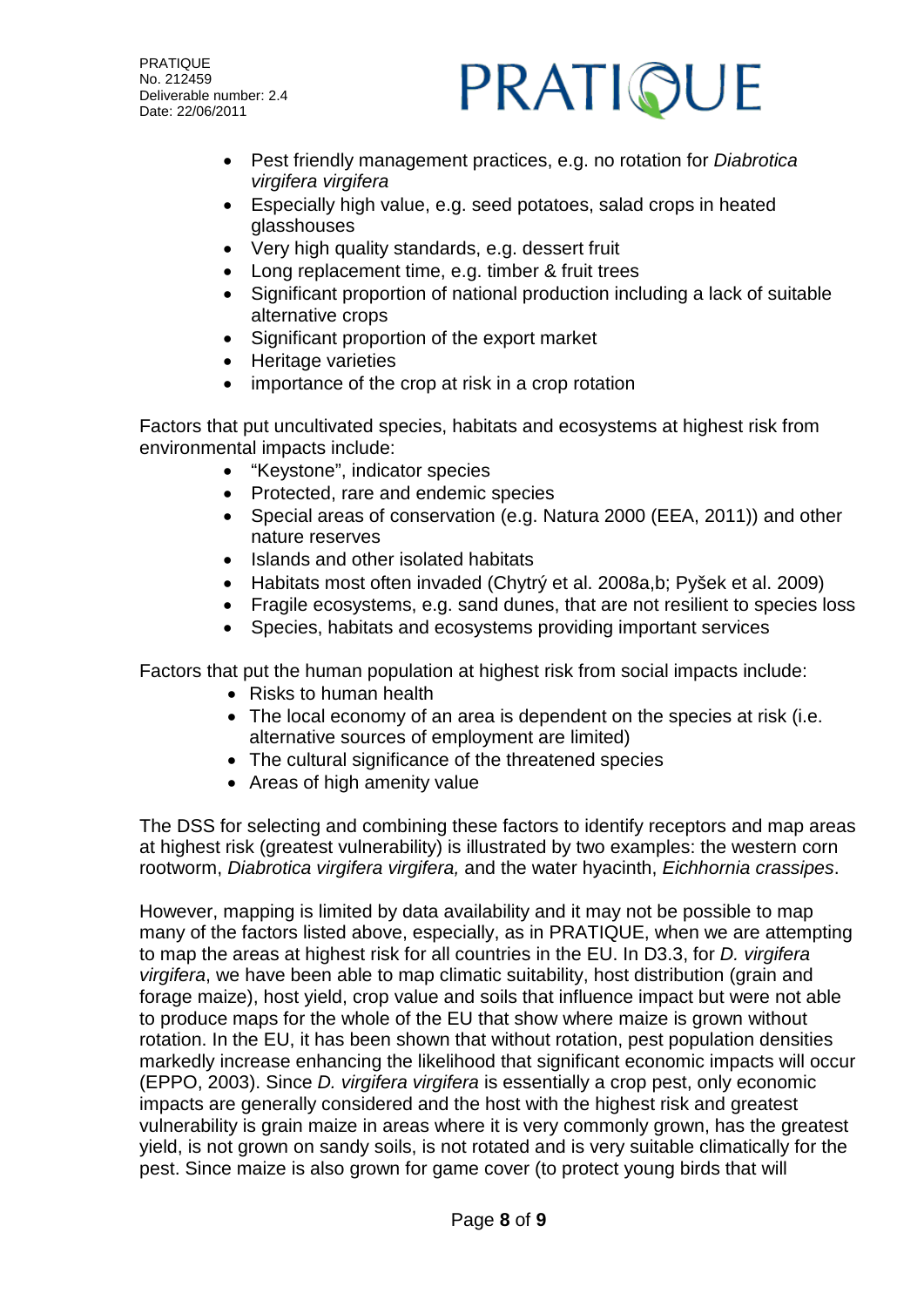- Pest friendly management practices, e.g. no rotation for *Diabrotica virgifera virgifera*
- Especially high value, e.g. seed potatoes, salad crops in heated glasshouses
- Very high quality standards, e.g. dessert fruit
- Long replacement time, e.g. timber & fruit trees
- Significant proportion of national production including a lack of suitable alternative crops
- Significant proportion of the export market
- Heritage varieties
- importance of the crop at risk in a crop rotation

Factors that put uncultivated species, habitats and ecosystems at highest risk from environmental impacts include:

- "Keystone", indicator species
- Protected, rare and endemic species
- Special areas of conservation (e.g. Natura 2000 (EEA, 2011)) and other nature reserves
- Islands and other isolated habitats
- Habitats most often invaded (Chytrý et al. 2008a,b; Pyšek et al. 2009)
- Fragile ecosystems, e.g. sand dunes, that are not resilient to species loss
- Species, habitats and ecosystems providing important services

Factors that put the human population at highest risk from social impacts include:

- Risks to human health
- The local economy of an area is dependent on the species at risk (i.e. alternative sources of employment are limited)
- The cultural significance of the threatened species
- Areas of high amenity value

The DSS for selecting and combining these factors to identify receptors and map areas at highest risk (greatest vulnerability) is illustrated by two examples: the western corn rootworm, *Diabrotica virgifera virgifera,* and the water hyacinth, *Eichhornia crassipes*.

However, mapping is limited by data availability and it may not be possible to map many of the factors listed above, especially, as in PRATIQUE, when we are attempting to map the areas at highest risk for all countries in the EU. In D3.3, for *D. virgifera virgifera*, we have been able to map climatic suitability, host distribution (grain and forage maize), host yield, crop value and soils that influence impact but were not able to produce maps for the whole of the EU that show where maize is grown without rotation. In the EU, it has been shown that without rotation, pest population densities markedly increase enhancing the likelihood that significant economic impacts will occur (EPPO, 2003). Since *D. virgifera virgifera* is essentially a crop pest, only economic impacts are generally considered and the host with the highest risk and greatest vulnerability is grain maize in areas where it is very commonly grown, has the greatest yield, is not grown on sandy soils, is not rotated and is very suitable climatically for the pest. Since maize is also grown for game cover (to protect young birds that will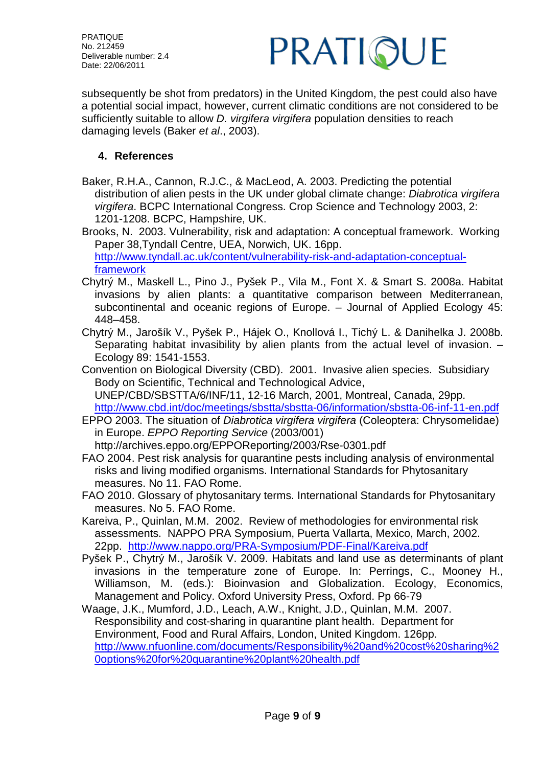subsequently be shot from predators) in the United Kingdom, the pest could also have a potential social impact, however, current climatic conditions are not considered to be sufficiently suitable to allow *D. virgifera virgifera* population densities to reach damaging levels (Baker *et al*., 2003).

## 4. References

Baker, R.H.A., Cannon, R.J.C., & MacLeod, A. 2003. Predicting the potential distribution of alien pests in the UK under global climate change: *Diabrotica virgifera virgifera*. BCPC International Congress. Crop Science and Technology 2003, 2: 1201-1208. BCPC, Hampshire, UK.

Brooks, N. 2003. Vulnerability, risk and adaptation: A conceptual framework. Working Paper 38,Tyndall Centre, UEA, Norwich, UK. 16pp. http://www.tyndall.ac.uk/content/vulnerability-risk-and-adaptation-conceptual-framework

Chytrý M., Maskell L., Pino J., Pyšek P., Vila M., Font X. & Smart S. 2008a. Habitat invasions by alien plants: a quantitative comparison between Mediterranean, subcontinental and oceanic regions of Europe. – Journal of Applied Ecology 45: 448–458.

Chytrý M., Jarošík V., Pyšek P., Hájek O., Knollová I., Tichý L. & Danihelka J. 2008b. Separating habitat invasibility by alien plants from the actual level of invasion. – Ecology 89: 1541-1553.

Convention on Biological Diversity (CBD). 2001. Invasive alien species. Subsidiary Body on Scientific, Technical and Technological Advice, UNEP/CBD/SBSTTA/6/INF/11, 12-16 March, 2001, Montreal, Canada, 29pp. http://www.cbd.int/doc/meetings/sbstta/sbstta-06/information/sbstta-06-inf-11-en.pdf

EPPO 2003. The situation of *Diabrotica virgifera virgifera* (Coleoptera: Chrysomelidae) in Europe. *EPPO Reporting Service* (2003/001) http://archives.eppo.org/EPPOReporting/2003/Rse-0301.pdf

FAO 2004. Pest risk analysis for quarantine pests including analysis of environmental risks and living modified organisms. International Standards for Phytosanitary measures. No 11. FAO Rome.

FAO 2010. Glossary of phytosanitary terms. International Standards for Phytosanitary measures. No 5. FAO Rome.

Kareiva, P., Quinlan, M.M. 2002. Review of methodologies for environmental risk assessments. NAPPO PRA Symposium, Puerta Vallarta, Mexico, March, 2002. 22pp. http://www.nappo.org/PRA-Symposium/PDF-Final/Kareiva.pdf

Pyšek P., Chytrý M., Jarošík V. 2009. Habitats and land use as determinants of plant invasions in the temperature zone of Europe. In: Perrings, C., Mooney H., Williamson, M. (eds.): Bioinvasion and Globalization. Ecology, Economics, Management and Policy. Oxford University Press, Oxford. Pp 66-79

Waage, J.K., Mumford, J.D., Leach, A.W., Knight, J.D., Quinlan, M.M. 2007. Responsibility and cost-sharing in quarantine plant health. Department for Environment, Food and Rural Affairs, London, United Kingdom. 126pp. http://www.nfuonline.com/documents/Responsibility%20and%20cost%20sharing%20options%20for%20quarantine%20plant%20health.pdf